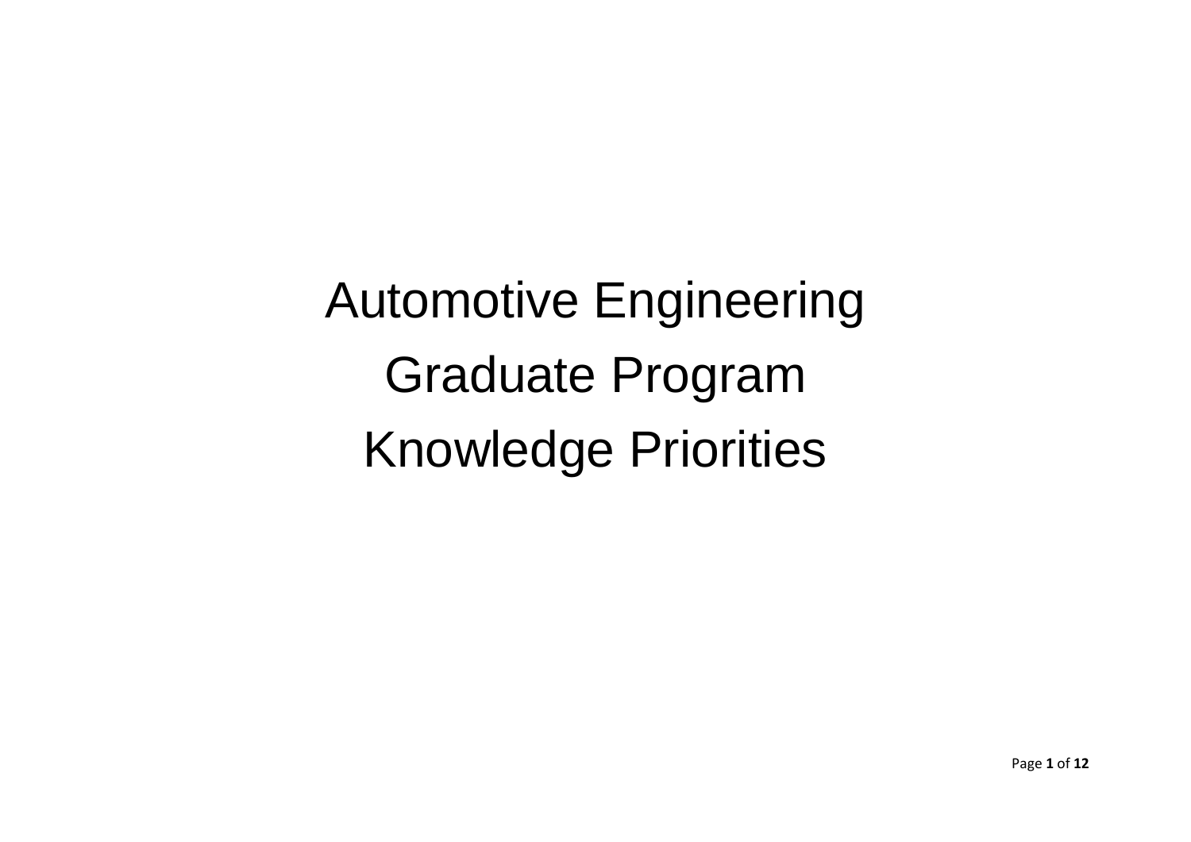# Automotive Engineering

# Graduate Program

# Knowledge Priorities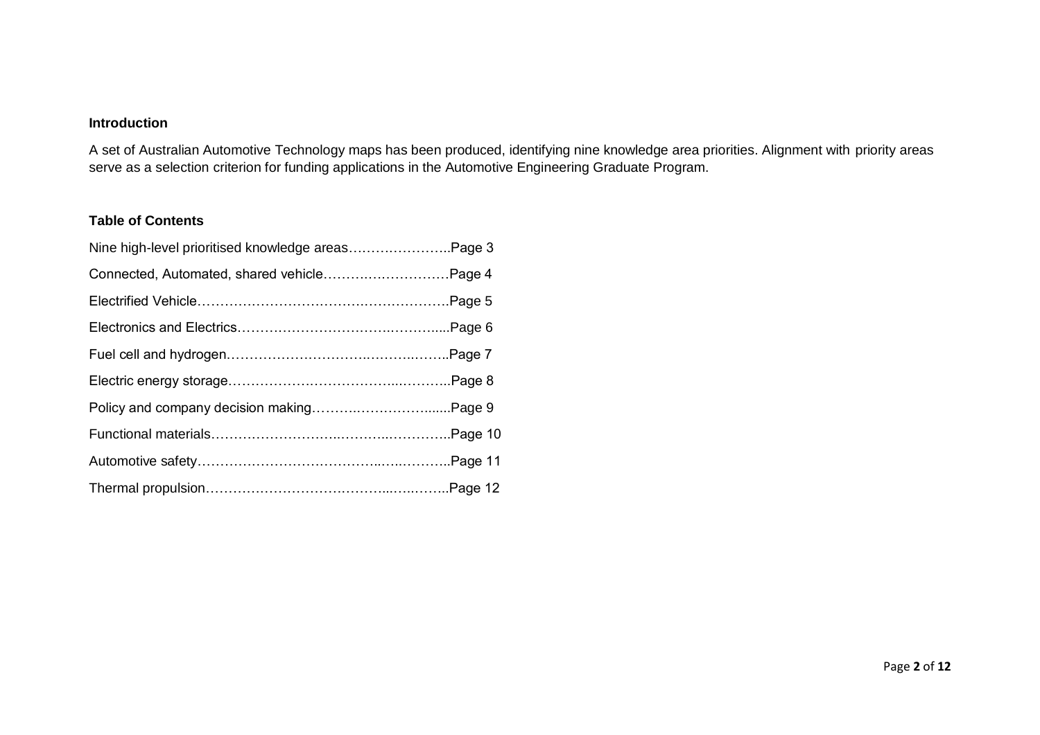## Introduction

A set of Australian Automotive Technology maps has been produced, identifying nine knowledge area priorities. Alignment with priority areas serve as a selection criterion for funding applications in the Automotive Engineering Graduate Program.

## Table of Contents

Nine high-level prioritised knowledge areas…………………..Page 3

Connected, Automated, shared vehicle……………………….Page 4

Electrified Vehicle……………………………………………….Page 5

Electronics and Electrics…………………………………….....Page 6

Fuel cell and hydrogen…………………………………………..Page 7

Electric energy storage…………………………………………..Page 8

Policy and company decision making……………………….....Page 9

Functional materials……………………………………………..Page 10

Automotive safety………………………………………………..Page 11

Thermal propulsion……………………………………………..Page 12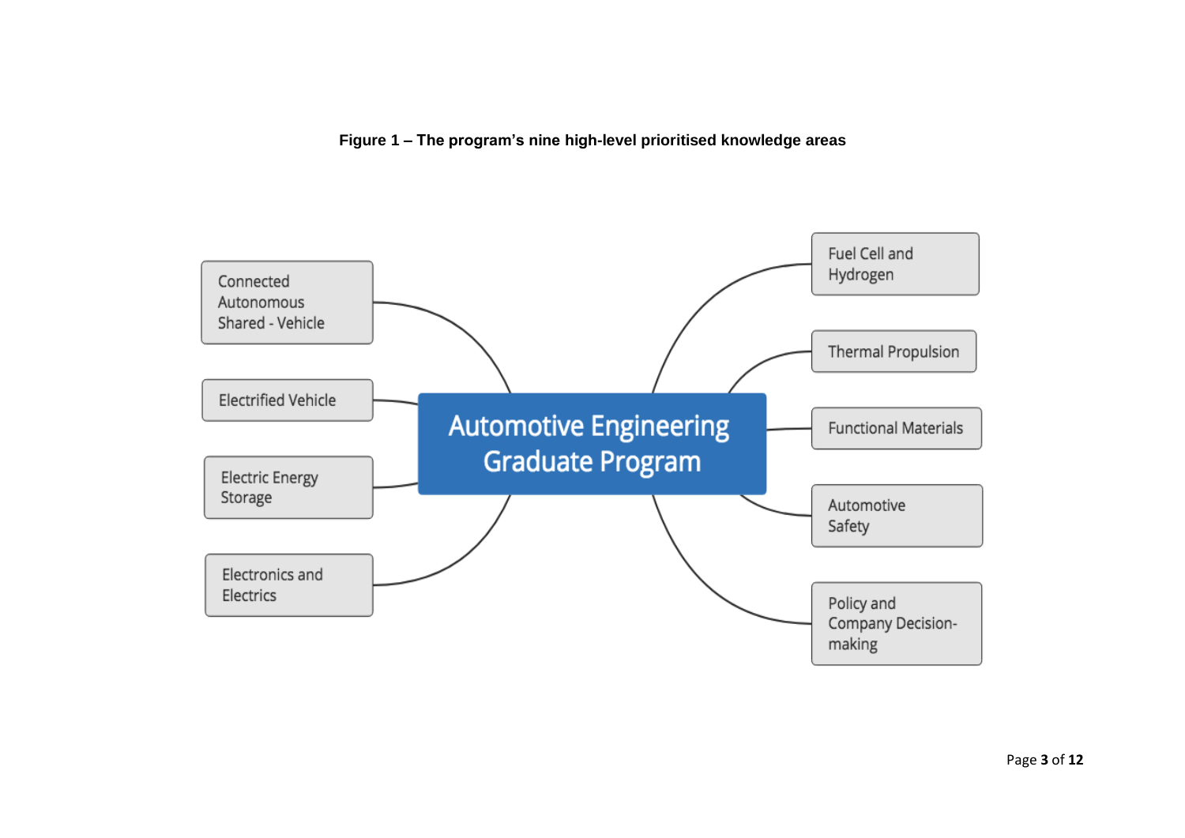**Figure 1 – The program's nine high-level prioritised knowledge areas**

- Automotive Engineering Graduate Program
  - Connected Autonomous Shared - Vehicle
  - Electrified Vehicle
  - Electric Energy Storage
  - Electronics and Electrics
  - Fuel Cell and Hydrogen
  - Thermal Propulsion
  - Functional Materials
  - Automotive Safety
  - Policy and Company Decision-making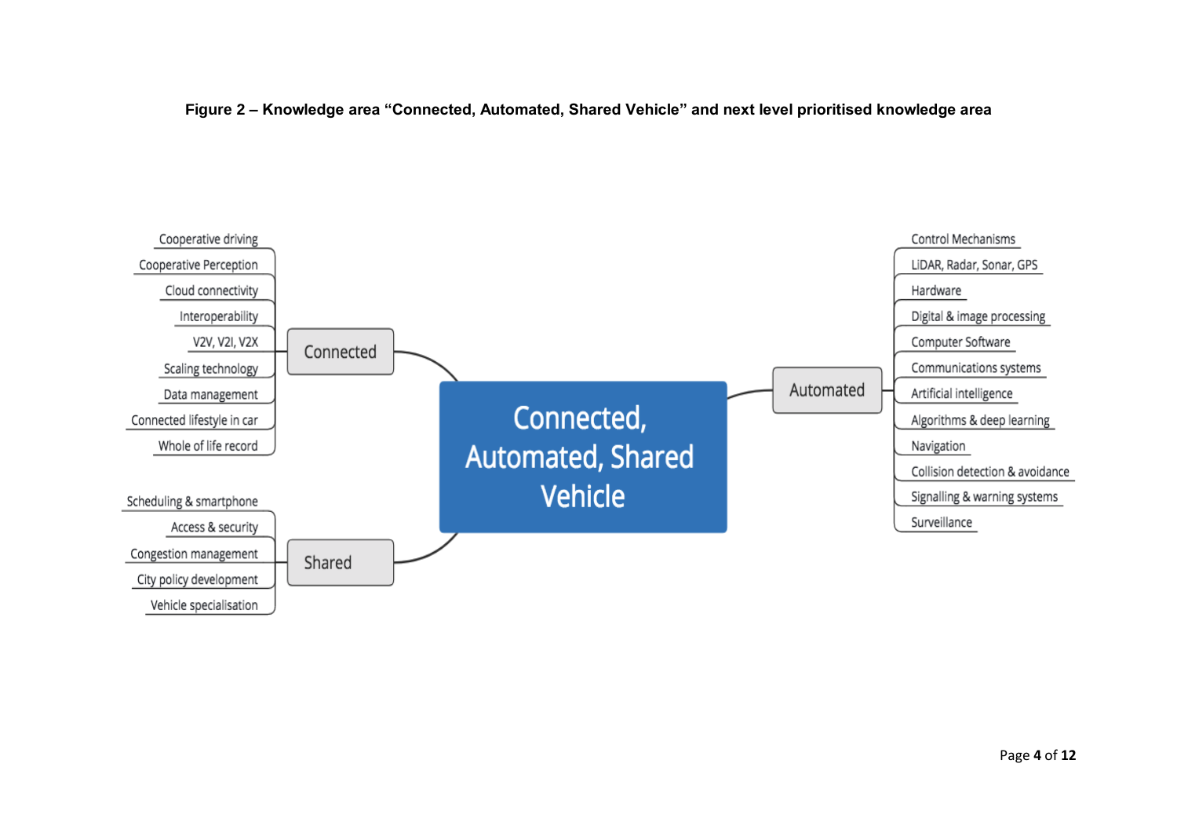**Figure 2 – Knowledge area "Connected, Automated, Shared Vehicle" and next level prioritised knowledge area**

**Connected, Automated, Shared Vehicle**

- **Connected**
  - Cooperative driving
  - Cooperative Perception
  - Cloud connectivity
  - Interoperability
  - V2V, V2I, V2X
  - Scaling technology
  - Data management
  - Connected lifestyle in car
  - Whole of life record
- **Shared**
  - Scheduling & smartphone
  - Access & security
  - Congestion management
  - City policy development
  - Vehicle specialisation
- **Automated**
  - Control Mechanisms
  - LiDAR, Radar, Sonar, GPS
  - Hardware
  - Digital & image processing
  - Computer Software
  - Communications systems
  - Artificial intelligence
  - Algorithms & deep learning
  - Navigation
  - Collision detection & avoidance
  - Signalling & warning systems
  - Surveillance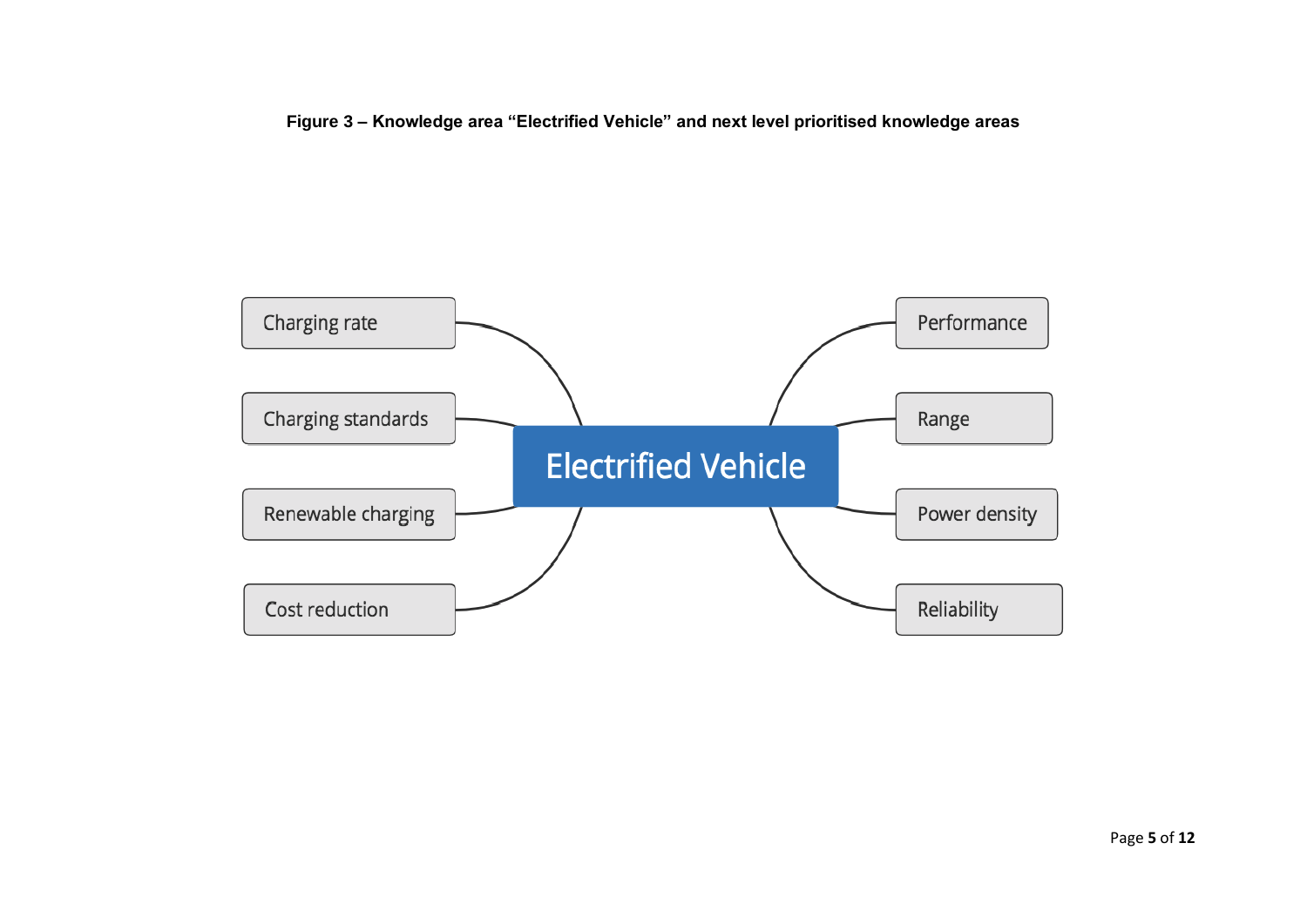**Figure 3 – Knowledge area "Electrified Vehicle" and next level prioritised knowledge areas**

- Electrified Vehicle
  - Charging rate
  - Charging standards
  - Renewable charging
  - Cost reduction
  - Performance
  - Range
  - Power density
  - Reliability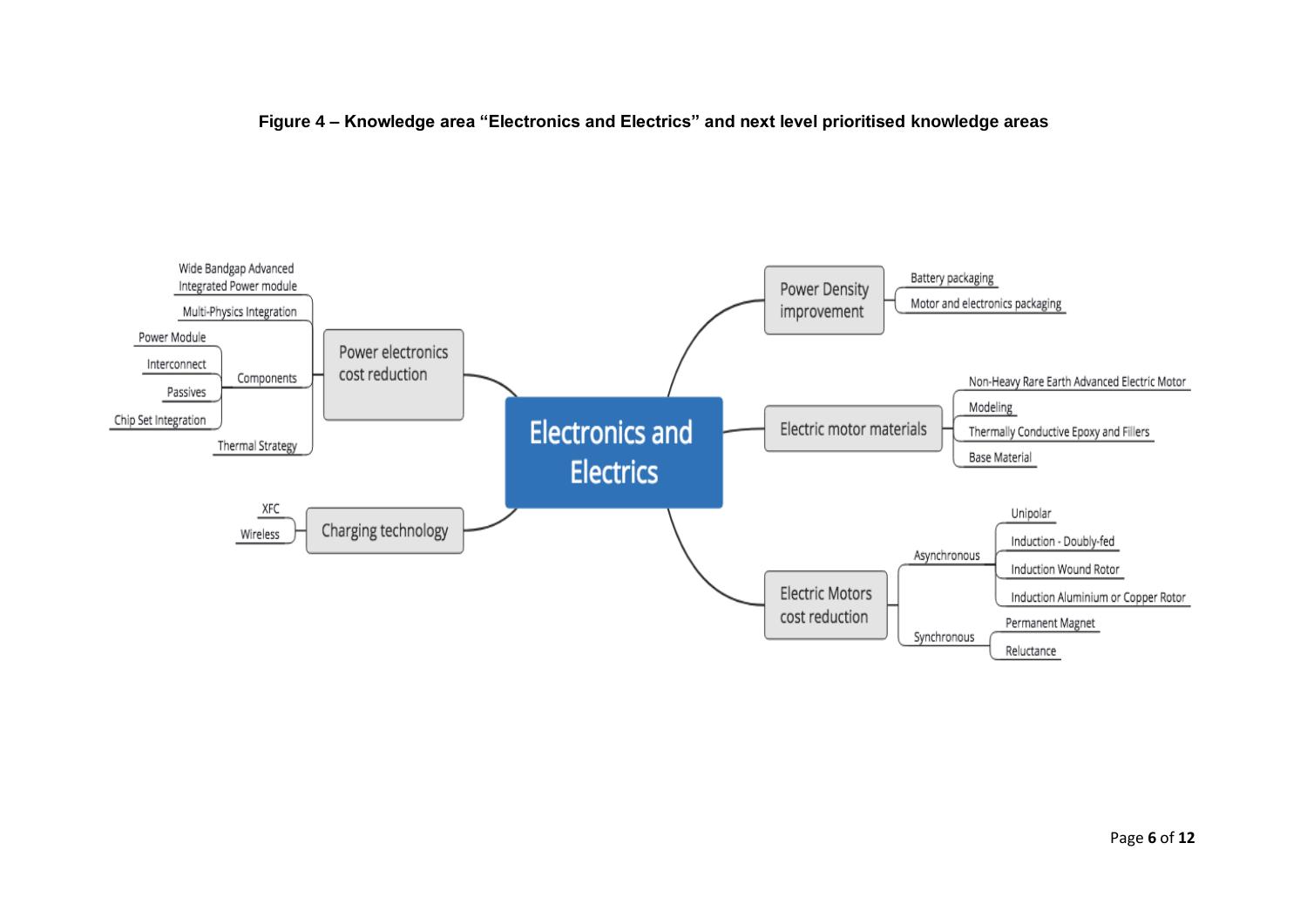**Figure 4 – Knowledge area "Electronics and Electrics" and next level prioritised knowledge areas**

- **Electronics and Electrics**
  - Power electronics cost reduction
    - Wide Bandgap Advanced Integrated Power module
    - Multi-Physics Integration
    - Components
      - Power Module
      - Interconnect
      - Passives
      - Chip Set Integration
    - Thermal Strategy
  - Charging technology
    - XFC
    - Wireless
  - Power Density improvement
    - Battery packaging
    - Motor and electronics packaging
  - Electric motor materials
    - Non-Heavy Rare Earth Advanced Electric Motor
    - Modeling
    - Thermally Conductive Epoxy and Fillers
    - Base Material
  - Electric Motors cost reduction
    - Asynchronous
      - Unipolar
      - Induction - Doubly-fed
      - Induction Wound Rotor
      - Induction Aluminium or Copper Rotor
    - Synchronous
      - Permanent Magnet
      - Reluctance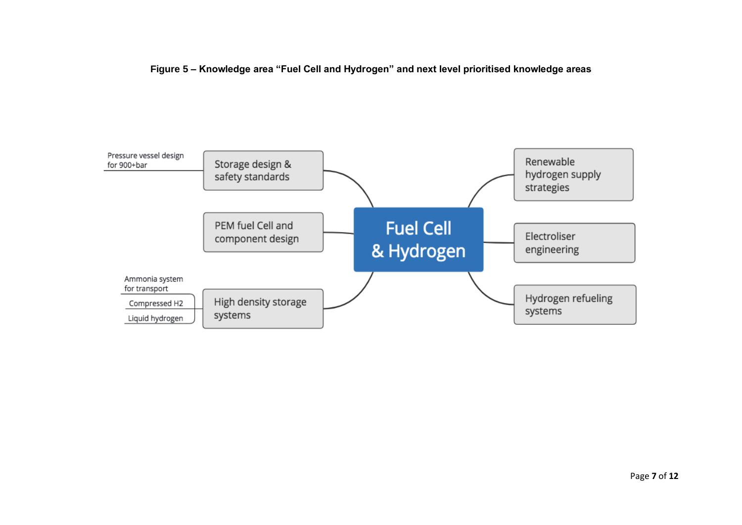**Figure 5 – Knowledge area "Fuel Cell and Hydrogen" and next level prioritised knowledge areas**

- **Fuel Cell & Hydrogen**
  - Storage design & safety standards
    - Pressure vessel design for 900+bar
  - PEM fuel Cell and component design
  - High density storage systems
    - Ammonia system for transport
    - Compressed H2
    - Liquid hydrogen
  - Renewable hydrogen supply strategies
  - Electroliser engineering
  - Hydrogen refueling systems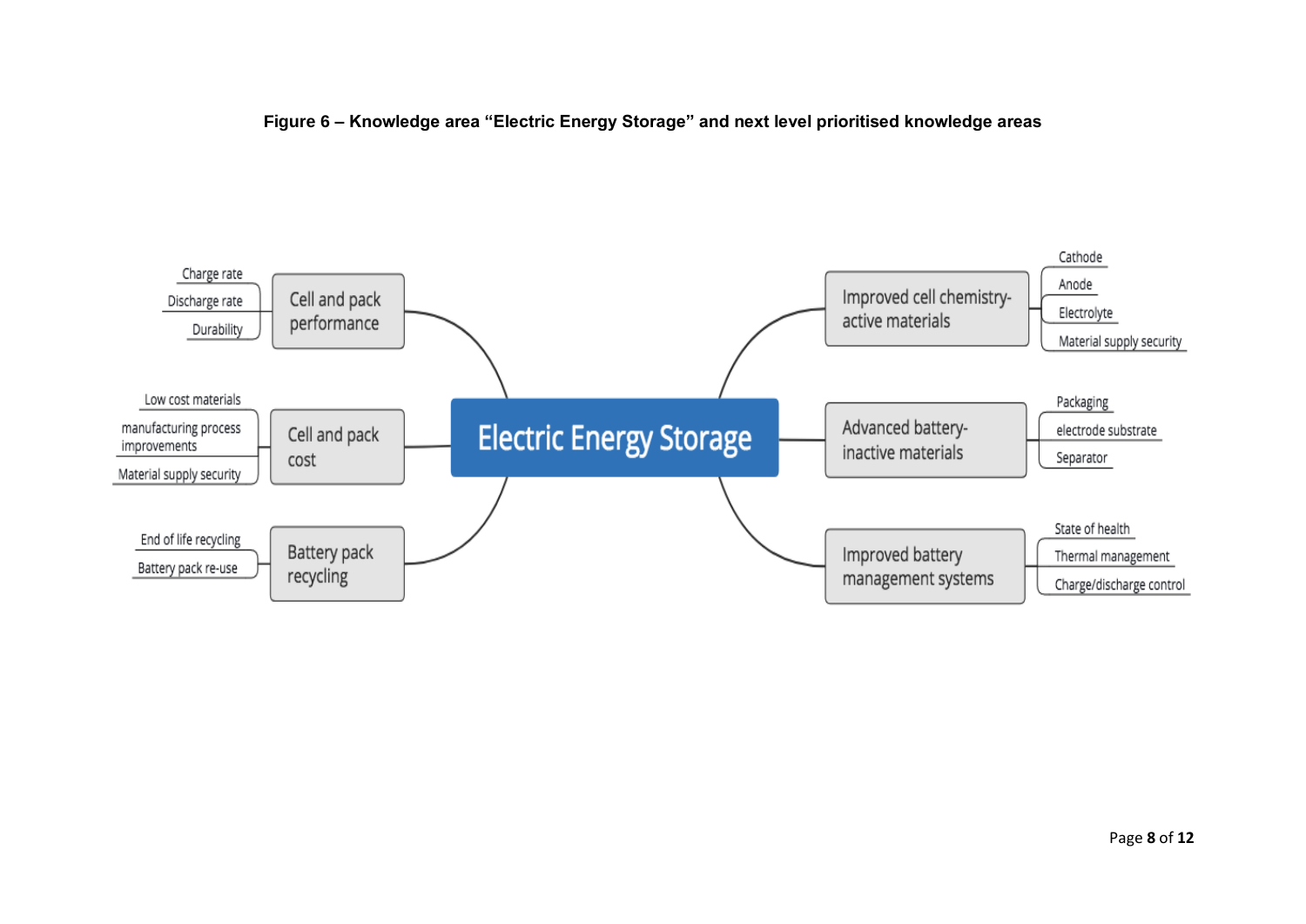**Figure 6 – Knowledge area "Electric Energy Storage" and next level prioritised knowledge areas**

- **Electric Energy Storage**
  - Cell and pack performance
    - Charge rate
    - Discharge rate
    - Durability
  - Cell and pack cost
    - Low cost materials
    - manufacturing process improvements
    - Material supply security
  - Battery pack recycling
    - End of life recycling
    - Battery pack re-use
  - Improved cell chemistry-active materials
    - Cathode
    - Anode
    - Electrolyte
    - Material supply security
  - Advanced battery-inactive materials
    - Packaging
    - electrode substrate
    - Separator
  - Improved battery management systems
    - State of health
    - Thermal management
    - Charge/discharge control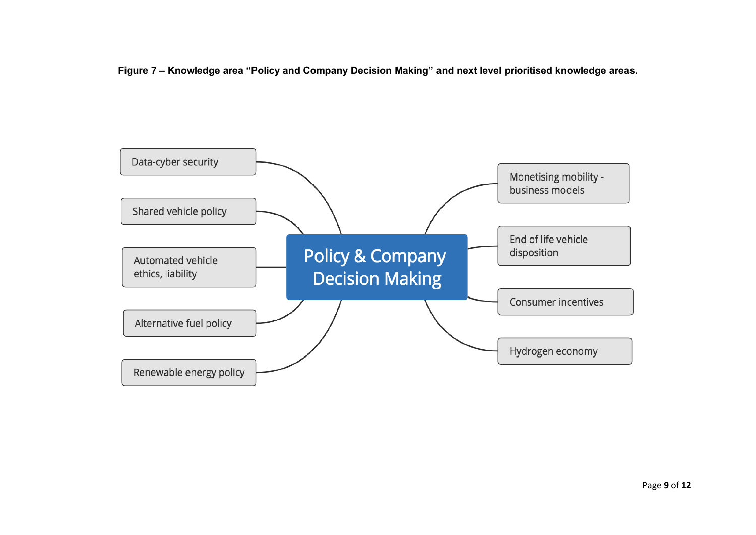**Figure 7 – Knowledge area "Policy and Company Decision Making" and next level prioritised knowledge areas.**

**Policy & Company Decision Making**

- Data-cyber security
- Shared vehicle policy
- Automated vehicle ethics, liability
- Alternative fuel policy
- Renewable energy policy
- Monetising mobility - business models
- End of life vehicle disposition
- Consumer incentives
- Hydrogen economy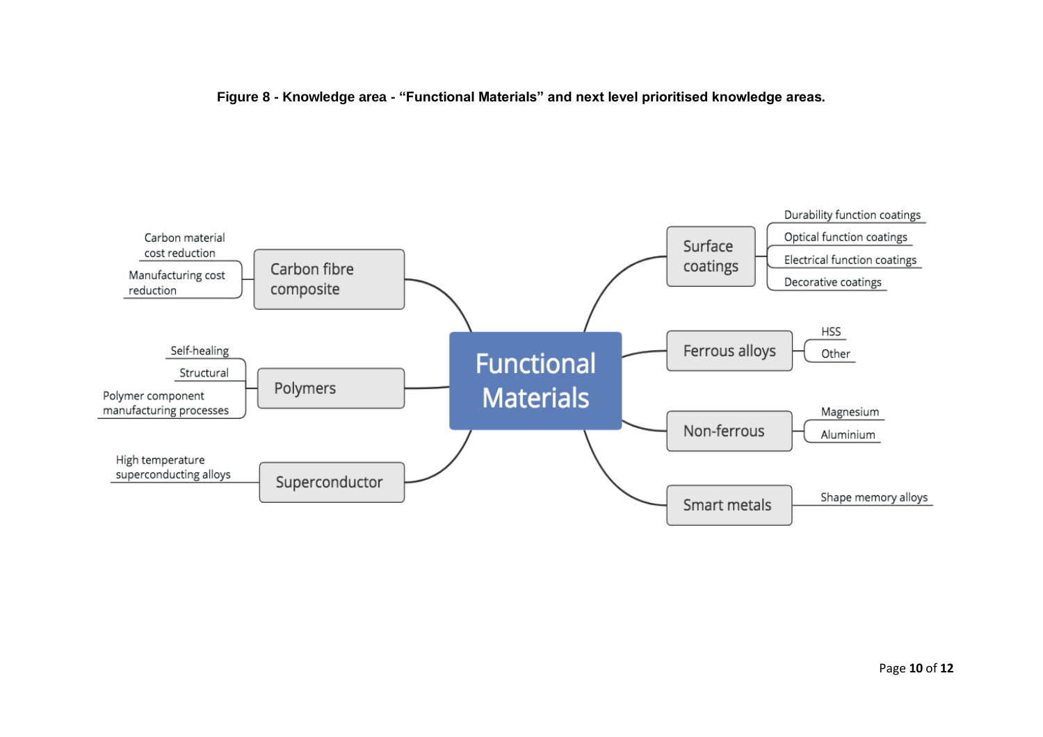**Figure 8 - Knowledge area - "Functional Materials" and next level prioritised knowledge areas.**

- **Functional Materials**
  - Carbon fibre composite
    - Carbon material cost reduction
    - Manufacturing cost reduction
  - Polymers
    - Self-healing
    - Structural
    - Polymer component manufacturing processes
  - Superconductor
    - High temperature superconducting alloys
  - Surface coatings
    - Durability function coatings
    - Optical function coatings
    - Electrical function coatings
    - Decorative coatings
  - Ferrous alloys
    - HSS
    - Other
  - Non-ferrous
    - Magnesium
    - Aluminium
  - Smart metals
    - Shape memory alloys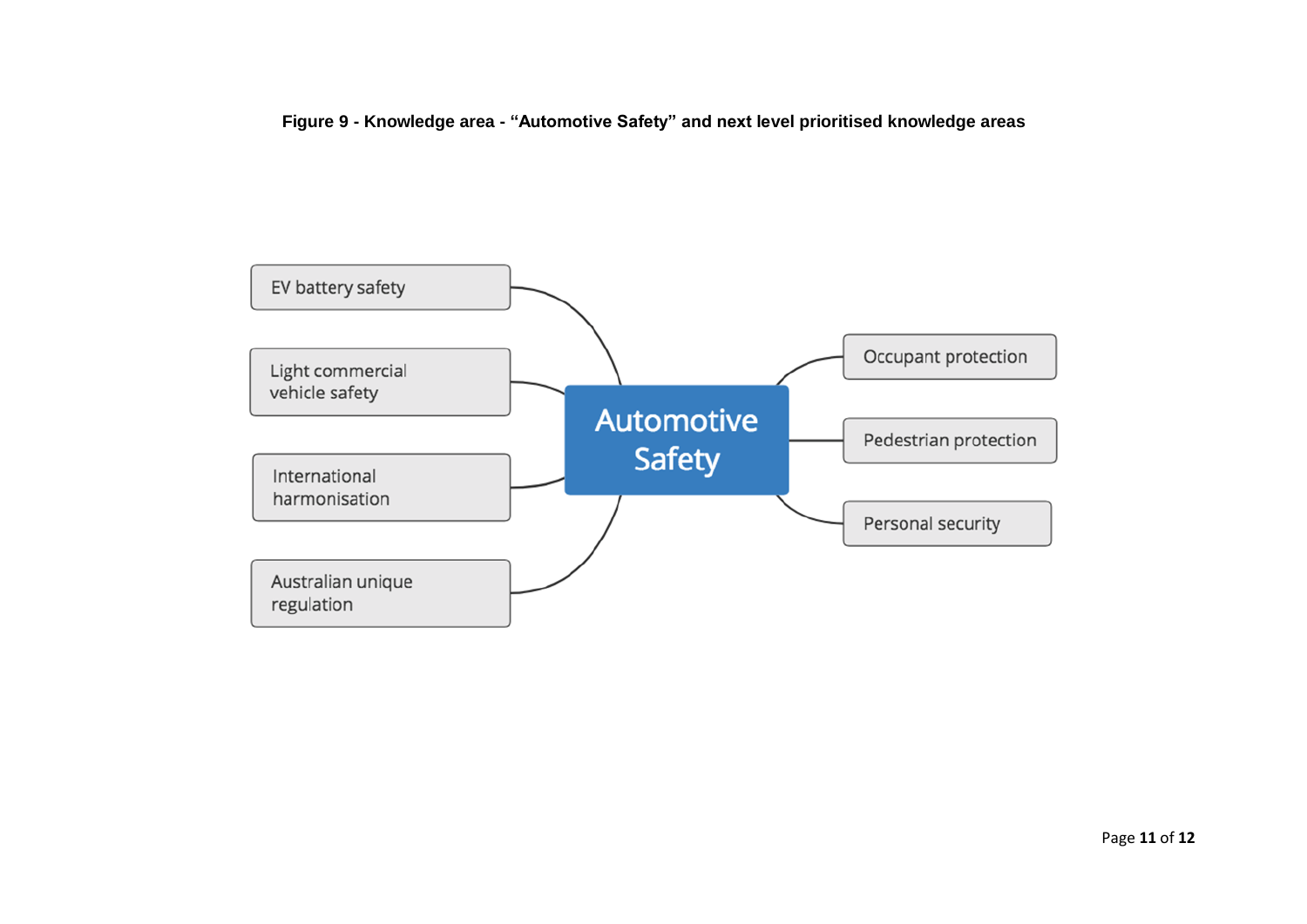**Figure 9 - Knowledge area - "Automotive Safety" and next level prioritised knowledge areas**

- Automotive Safety
  - EV battery safety
  - Light commercial vehicle safety
  - International harmonisation
  - Australian unique regulation
  - Occupant protection
  - Pedestrian protection
  - Personal security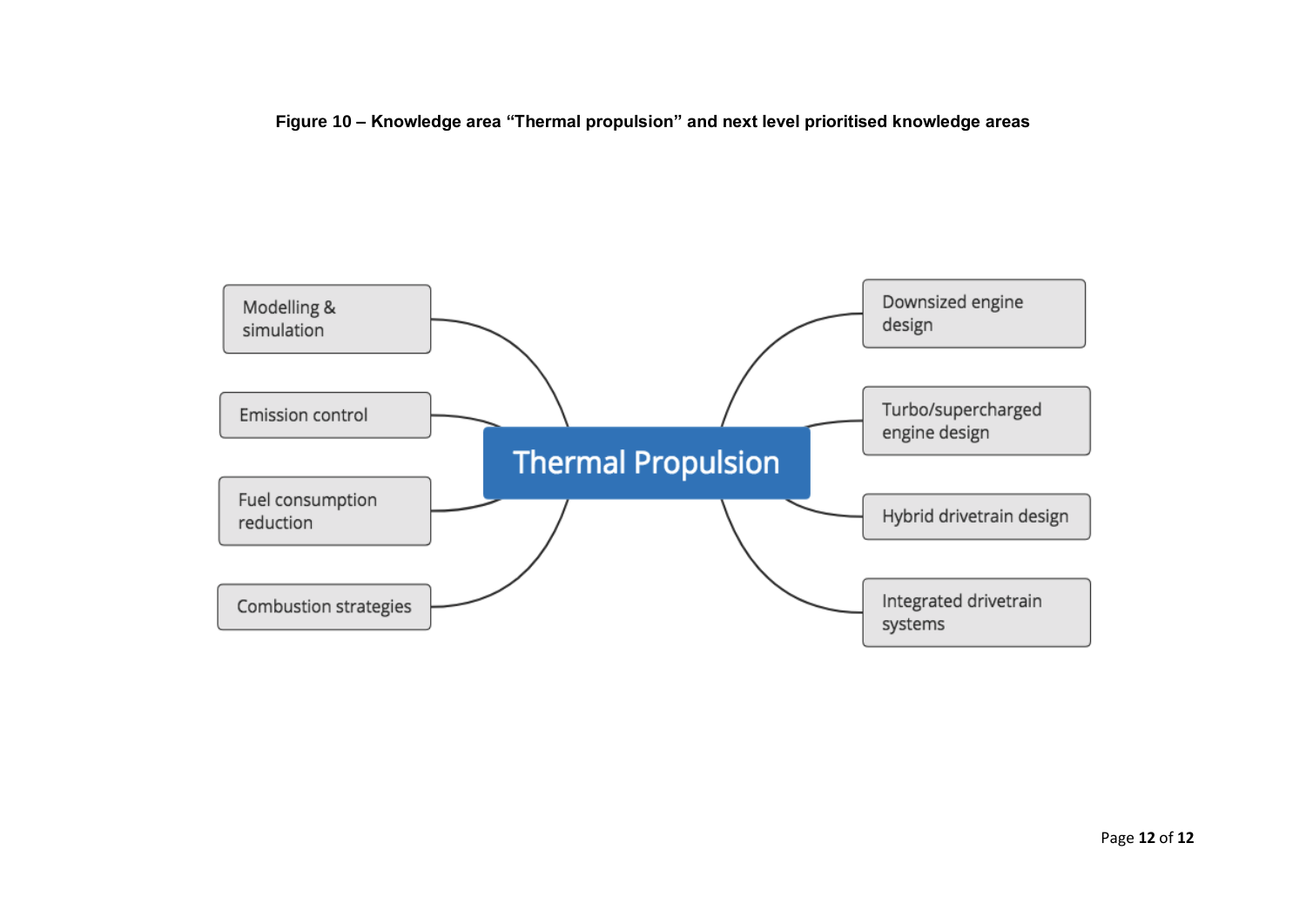**Figure 10 – Knowledge area "Thermal propulsion" and next level prioritised knowledge areas**

Thermal Propulsion

Modelling & simulation

Emission control

Fuel consumption reduction

Combustion strategies

Downsized engine design

Turbo/supercharged engine design

Hybrid drivetrain design

Integrated drivetrain systems